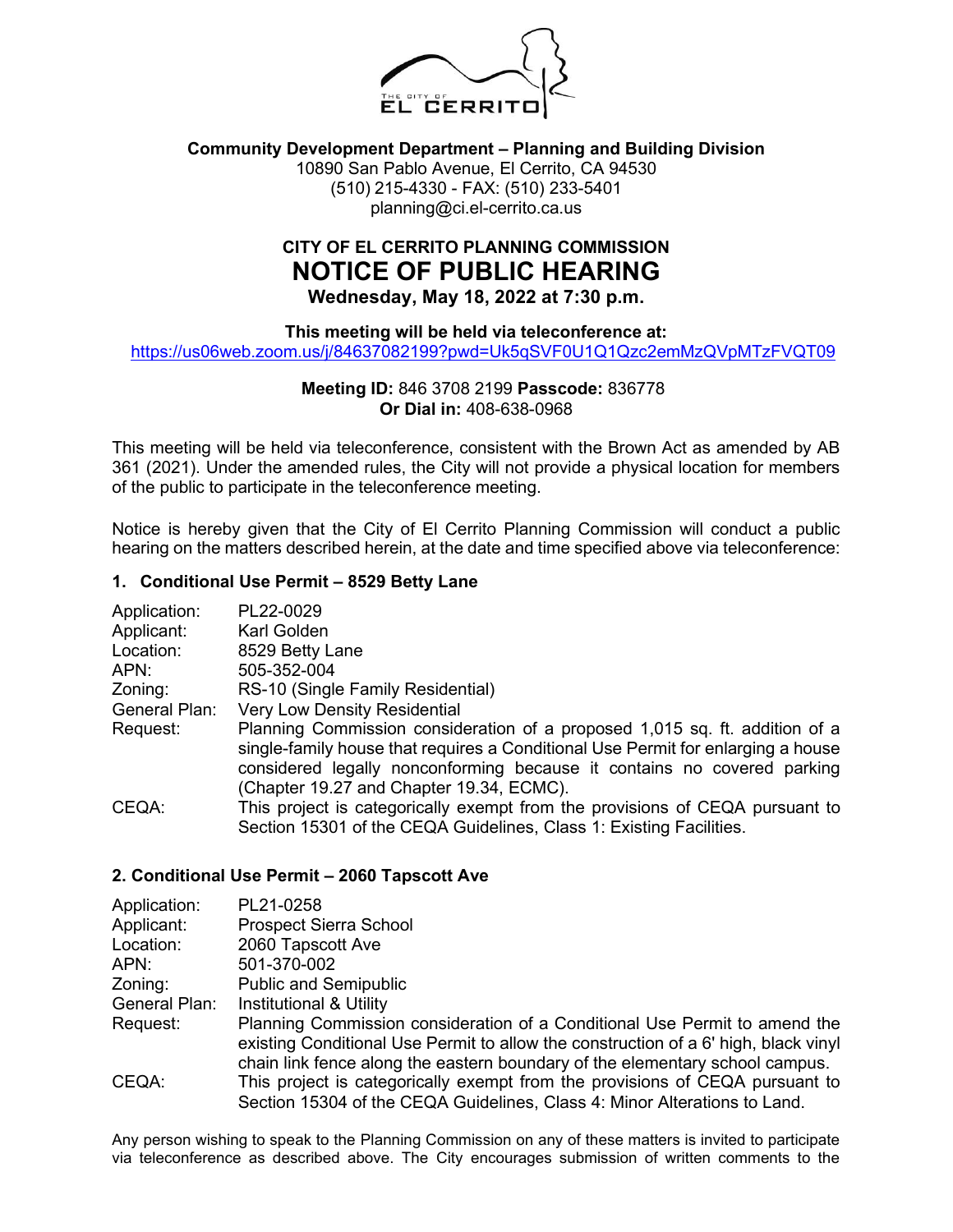**Community Development Department – Planning and Building Division**

10890 San Pablo Avenue, El Cerrito, CA 94530
(510) 215-4330 - FAX: (510) 233-5401
planning@ci.el-cerrito.ca.us

## CITY OF EL CERRITO PLANNING COMMISSION

# NOTICE OF PUBLIC HEARING

**Wednesday, May 18, 2022 at 7:30 p.m.**

**This meeting will be held via teleconference at:**
https://us06web.zoom.us/j/84637082199?pwd=Uk5qSVF0U1Q1Qzc2emMzQVpMTzFVQT09

**Meeting ID:** 846 3708 2199 **Passcode:** 836778
**Or Dial in:** 408-638-0968

This meeting will be held via teleconference, consistent with the Brown Act as amended by AB 361 (2021). Under the amended rules, the City will not provide a physical location for members of the public to participate in the teleconference meeting.

Notice is hereby given that the City of El Cerrito Planning Commission will conduct a public hearing on the matters described herein, at the date and time specified above via teleconference:

### 1. Conditional Use Permit – 8529 Betty Lane

| | |
|---|---|
| Application: | PL22-0029 |
| Applicant: | Karl Golden |
| Location: | 8529 Betty Lane |
| APN: | 505-352-004 |
| Zoning: | RS-10 (Single Family Residential) |
| General Plan: | Very Low Density Residential |
| Request: | Planning Commission consideration of a proposed 1,015 sq. ft. addition of a single-family house that requires a Conditional Use Permit for enlarging a house considered legally nonconforming because it contains no covered parking (Chapter 19.27 and Chapter 19.34, ECMC). |
| CEQA: | This project is categorically exempt from the provisions of CEQA pursuant to Section 15301 of the CEQA Guidelines, Class 1: Existing Facilities. |

### 2. Conditional Use Permit – 2060 Tapscott Ave

| | |
|---|---|
| Application: | PL21-0258 |
| Applicant: | Prospect Sierra School |
| Location: | 2060 Tapscott Ave |
| APN: | 501-370-002 |
| Zoning: | Public and Semipublic |
| General Plan: | Institutional & Utility |
| Request: | Planning Commission consideration of a Conditional Use Permit to amend the existing Conditional Use Permit to allow the construction of a 6' high, black vinyl chain link fence along the eastern boundary of the elementary school campus. |
| CEQA: | This project is categorically exempt from the provisions of CEQA pursuant to Section 15304 of the CEQA Guidelines, Class 4: Minor Alterations to Land. |

Any person wishing to speak to the Planning Commission on any of these matters is invited to participate via teleconference as described above. The City encourages submission of written comments to the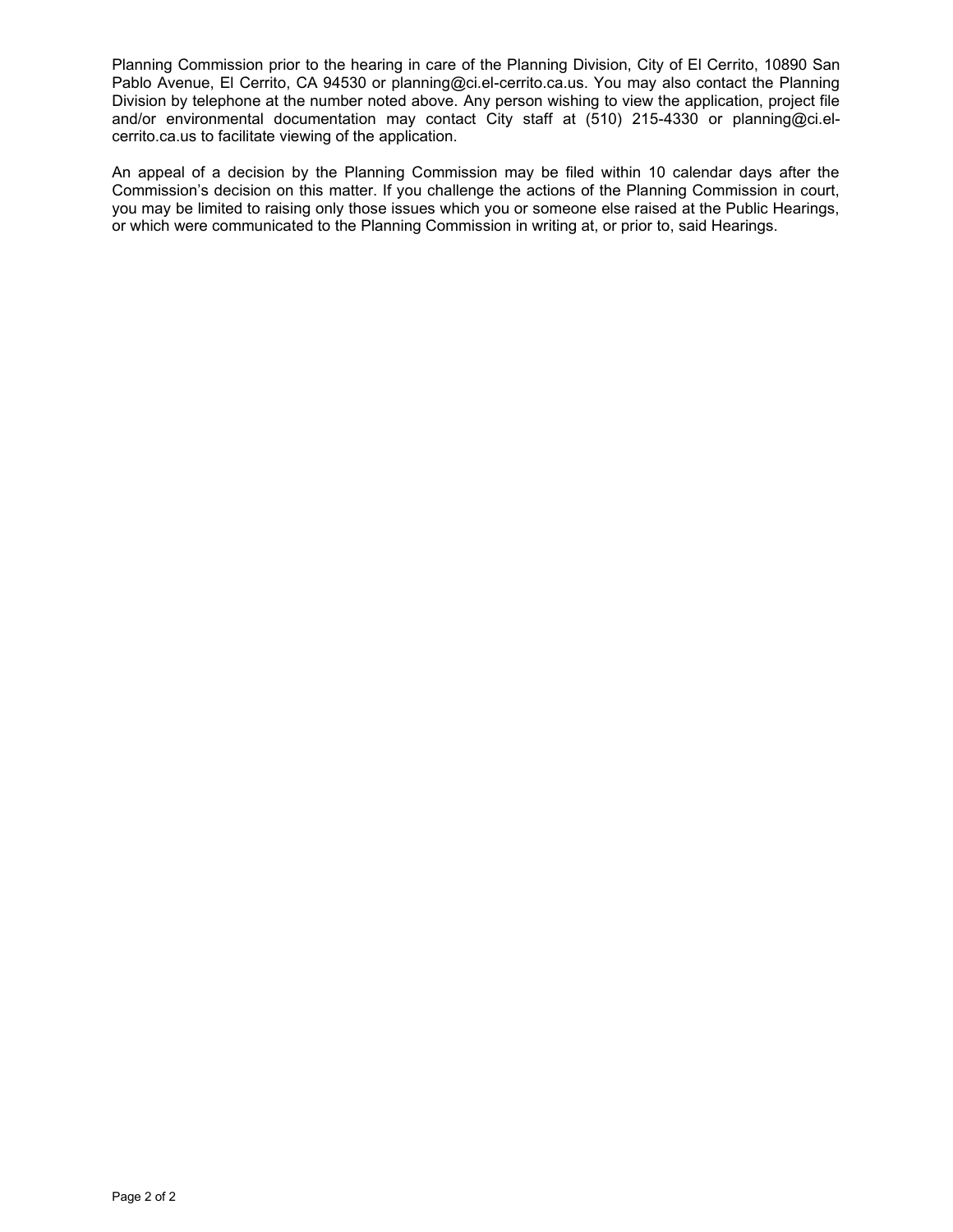Planning Commission prior to the hearing in care of the Planning Division, City of El Cerrito, 10890 San Pablo Avenue, El Cerrito, CA 94530 or planning@ci.el-cerrito.ca.us. You may also contact the Planning Division by telephone at the number noted above. Any person wishing to view the application, project file and/or environmental documentation may contact City staff at (510) 215-4330 or planning@ci.el-cerrito.ca.us to facilitate viewing of the application.

An appeal of a decision by the Planning Commission may be filed within 10 calendar days after the Commission's decision on this matter. If you challenge the actions of the Planning Commission in court, you may be limited to raising only those issues which you or someone else raised at the Public Hearings, or which were communicated to the Planning Commission in writing at, or prior to, said Hearings.